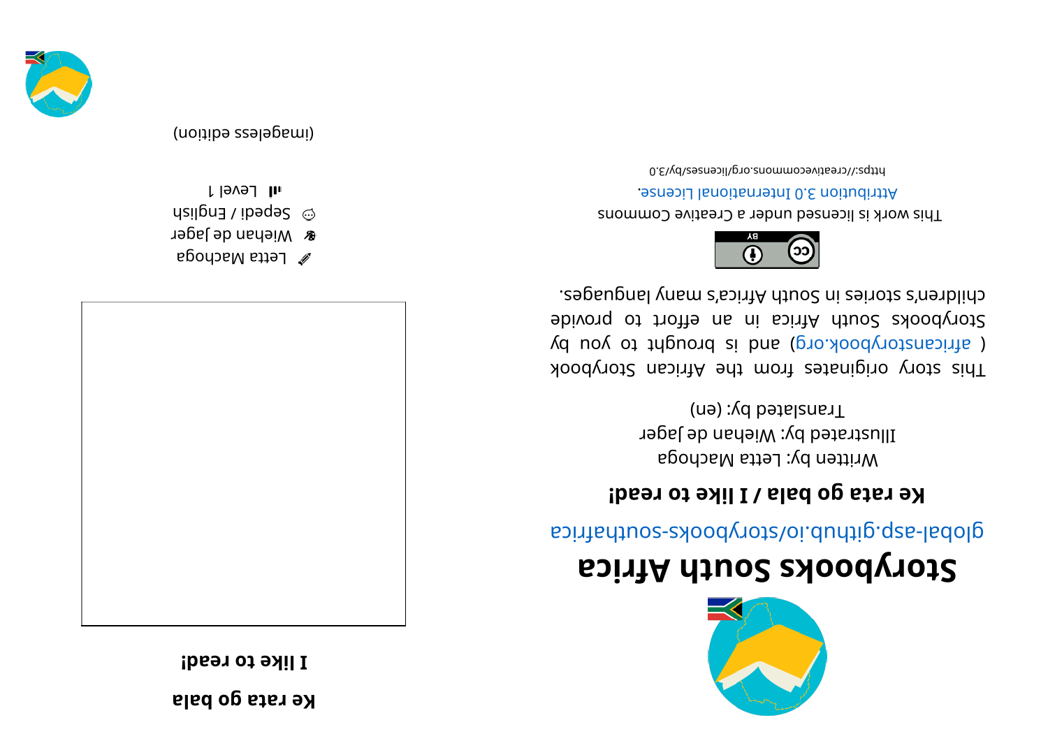# Storybooks South Africa

global-asp.github.io/storybooks-southafrica

**Ke rata go bala / I like to read!**

Written by: Letta Machoga

Illustrated by: Wiehan de Jager

Translated by: (en)

This story originates from the African Storybook (africanstorybook.org) and is brought to you by Storybooks South Africa in an effort to provide children's stories in South Africa's many languages.

This work is licensed under a Creative Commons Attribution 3.0 International License.

https://creativecommons.org/licenses/by/3.0

# Ke rata go bala

## I like to read!

Letta Machoga

Wiehan de Jager

Sepedi / English

Level 1

(imageless edition)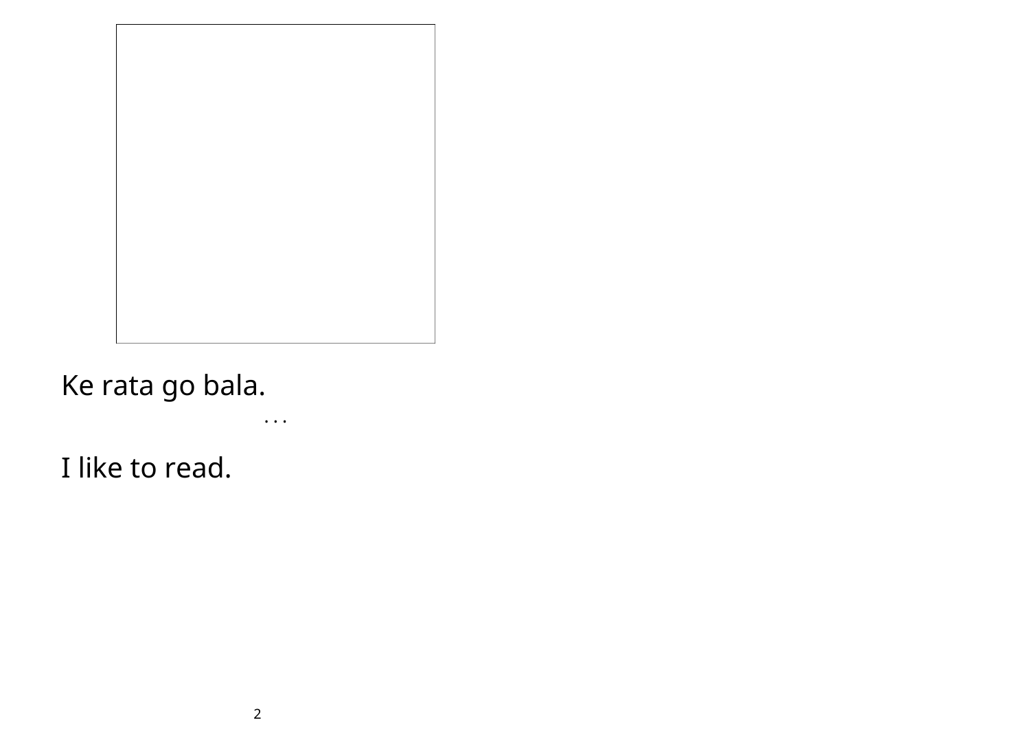Ke rata go bala.

. . .

I like to read.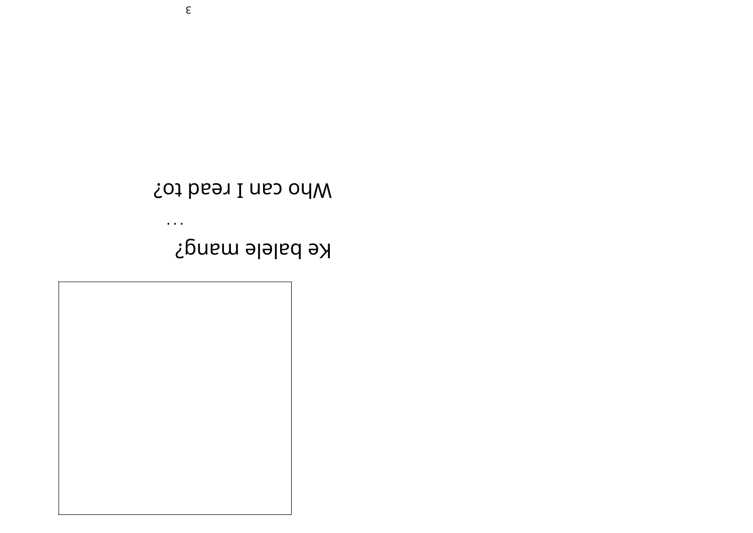Ke balele mang?

...

Who can I read to?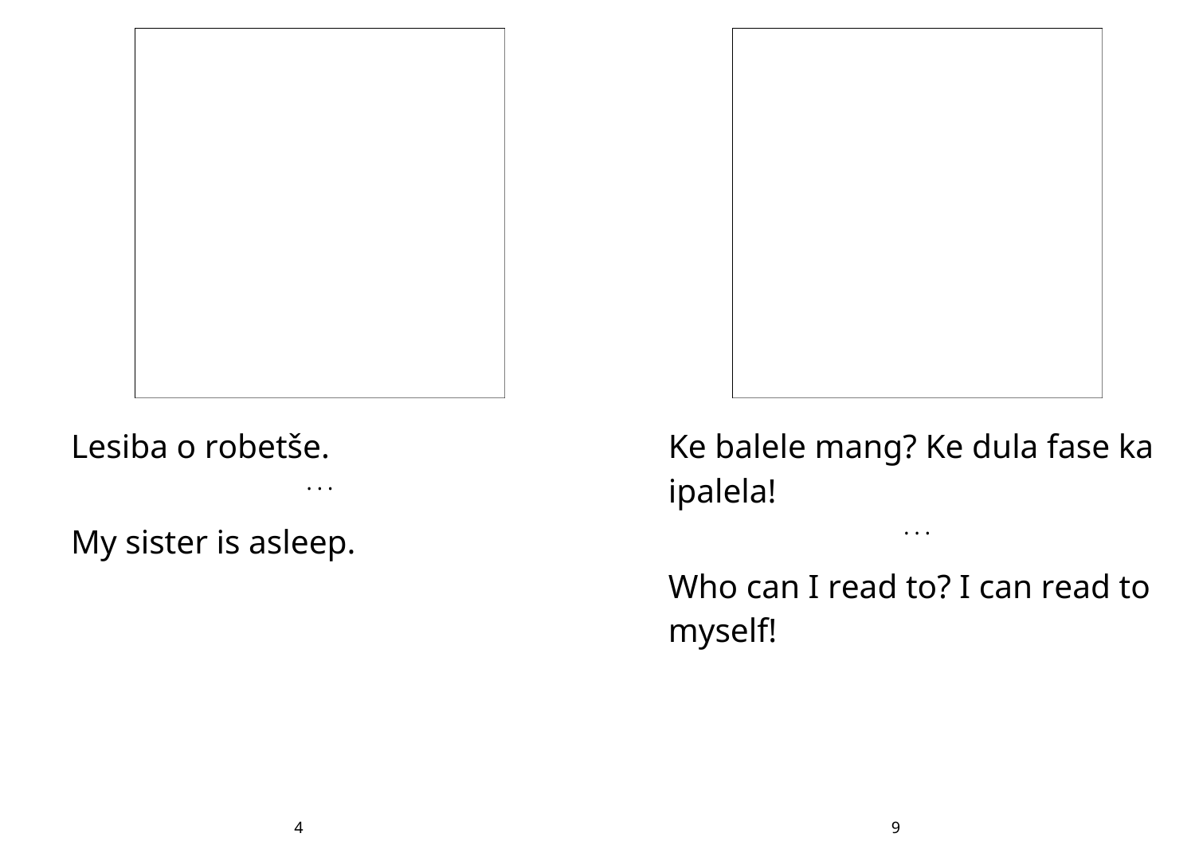Lesiba o robetše.

. . .

My sister is asleep.

Ke balele mang? Ke dula fase ka ipalela!

. . .

Who can I read to? I can read to myself!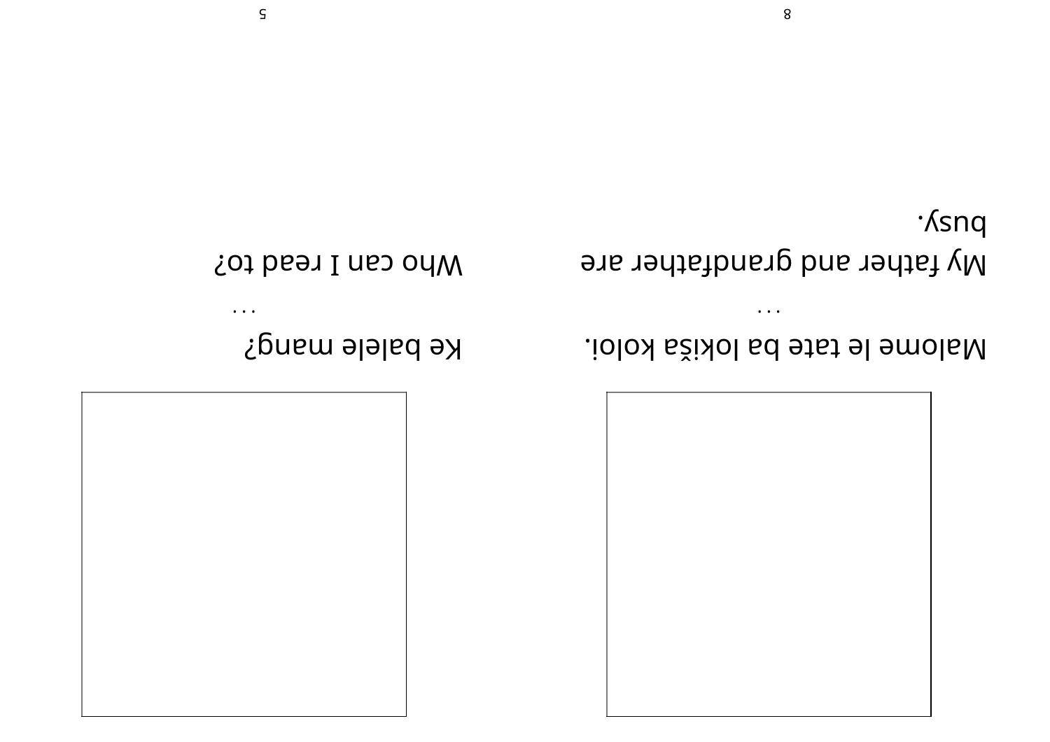Malome le tate ba lokiša koloi.

...

My father and grandfather are busy.

Ke balele mang?

...

Who can I read to?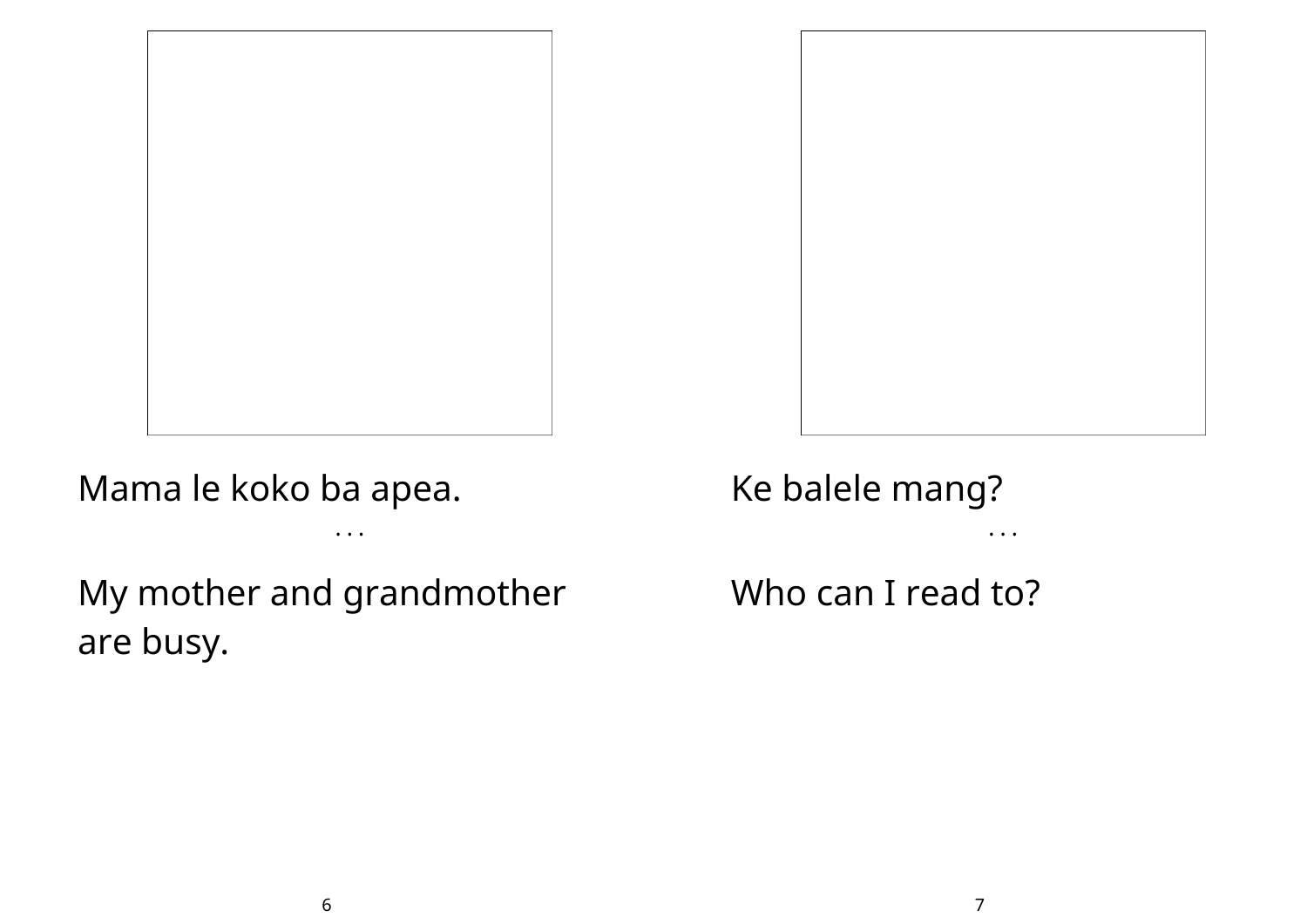Mama le koko ba apea.

. . .

My mother and grandmother are busy.

Ke balele mang?

. . .

Who can I read to?